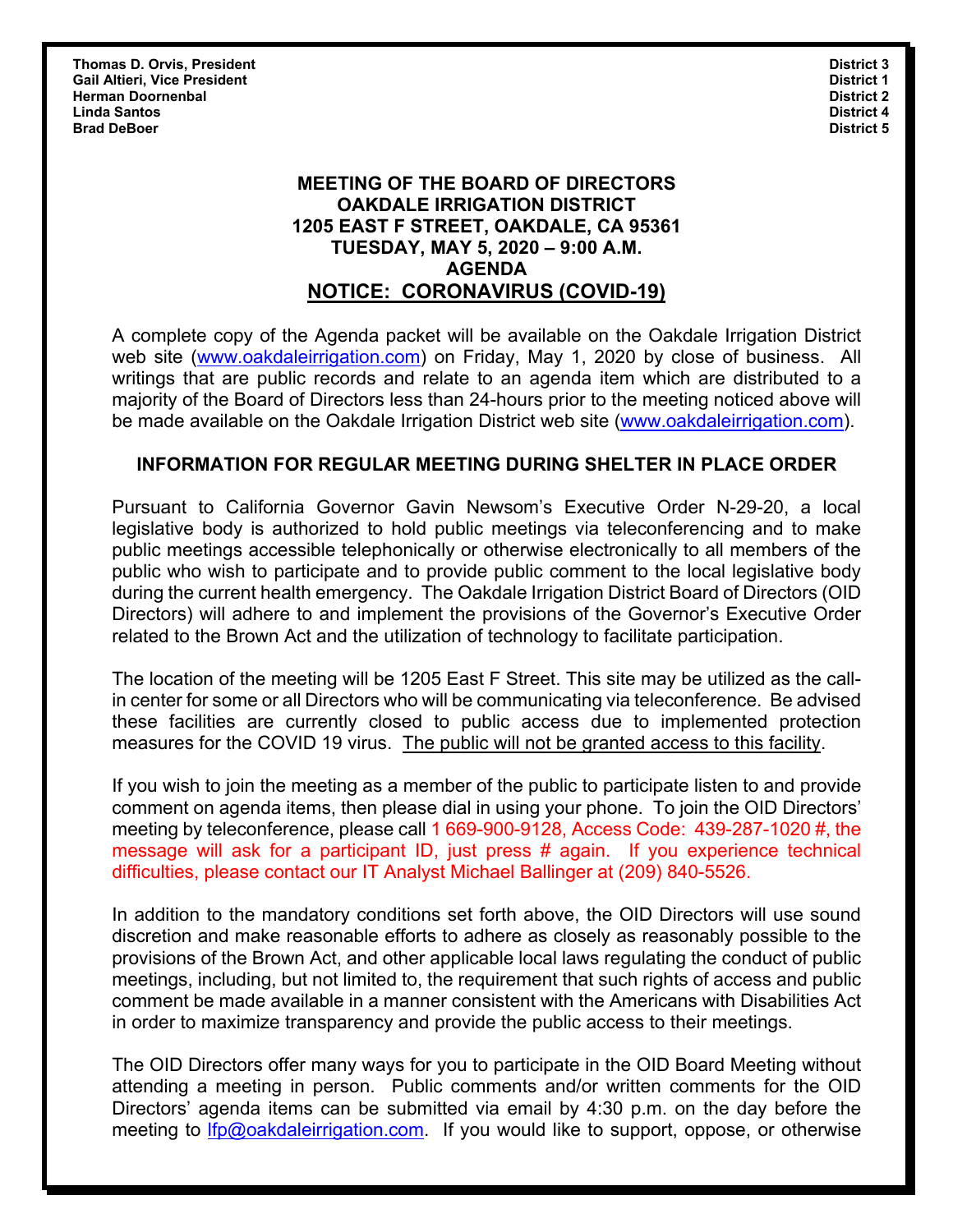**Thomas D. Orvis, President** — **District 3**
**Gail Altieri, Vice President** — **District 1**
**Herman Doornenbal** — **District 2**
**Linda Santos** — **District 4**
**Brad DeBoer** — **District 5**

# MEETING OF THE BOARD OF DIRECTORS
# OAKDALE IRRIGATION DISTRICT
# 1205 EAST F STREET, OAKDALE, CA 95361
# TUESDAY, MAY 5, 2020 – 9:00 A.M.
# AGENDA
# NOTICE: CORONAVIRUS (COVID-19)

A complete copy of the Agenda packet will be available on the Oakdale Irrigation District web site (www.oakdaleirrigation.com) on Friday, May 1, 2020 by close of business. All writings that are public records and relate to an agenda item which are distributed to a majority of the Board of Directors less than 24-hours prior to the meeting noticed above will be made available on the Oakdale Irrigation District web site (www.oakdaleirrigation.com).

## INFORMATION FOR REGULAR MEETING DURING SHELTER IN PLACE ORDER

Pursuant to California Governor Gavin Newsom's Executive Order N-29-20, a local legislative body is authorized to hold public meetings via teleconferencing and to make public meetings accessible telephonically or otherwise electronically to all members of the public who wish to participate and to provide public comment to the local legislative body during the current health emergency. The Oakdale Irrigation District Board of Directors (OID Directors) will adhere to and implement the provisions of the Governor's Executive Order related to the Brown Act and the utilization of technology to facilitate participation.

The location of the meeting will be 1205 East F Street. This site may be utilized as the call-in center for some or all Directors who will be communicating via teleconference. Be advised these facilities are currently closed to public access due to implemented protection measures for the COVID 19 virus. The public will not be granted access to this facility.

If you wish to join the meeting as a member of the public to participate listen to and provide comment on agenda items, then please dial in using your phone. To join the OID Directors' meeting by teleconference, please call 1 669-900-9128, Access Code: 439-287-1020 #, the message will ask for a participant ID, just press # again. If you experience technical difficulties, please contact our IT Analyst Michael Ballinger at (209) 840-5526.

In addition to the mandatory conditions set forth above, the OID Directors will use sound discretion and make reasonable efforts to adhere as closely as reasonably possible to the provisions of the Brown Act, and other applicable local laws regulating the conduct of public meetings, including, but not limited to, the requirement that such rights of access and public comment be made available in a manner consistent with the Americans with Disabilities Act in order to maximize transparency and provide the public access to their meetings.

The OID Directors offer many ways for you to participate in the OID Board Meeting without attending a meeting in person. Public comments and/or written comments for the OID Directors' agenda items can be submitted via email by 4:30 p.m. on the day before the meeting to lfp@oakdaleirrigation.com. If you would like to support, oppose, or otherwise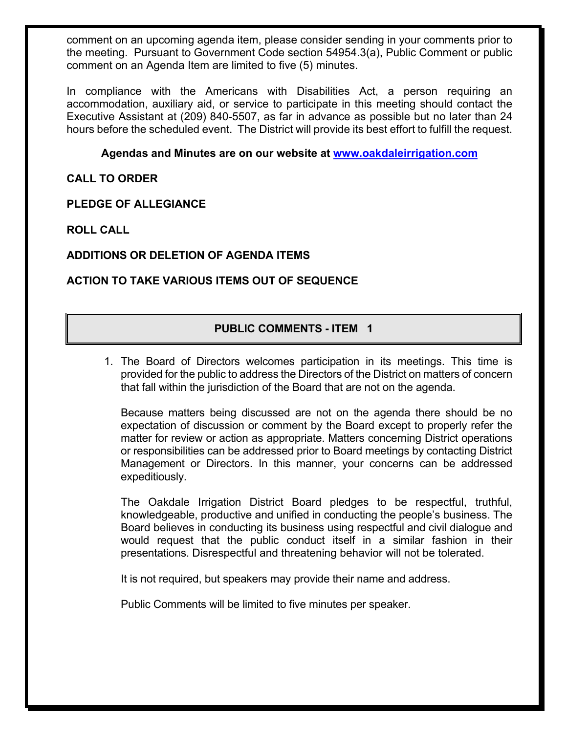comment on an upcoming agenda item, please consider sending in your comments prior to the meeting. Pursuant to Government Code section 54954.3(a), Public Comment or public comment on an Agenda Item are limited to five (5) minutes.

In compliance with the Americans with Disabilities Act, a person requiring an accommodation, auxiliary aid, or service to participate in this meeting should contact the Executive Assistant at (209) 840-5507, as far in advance as possible but no later than 24 hours before the scheduled event. The District will provide its best effort to fulfill the request.

**Agendas and Minutes are on our website at [www.oakdaleirrigation.com](http://www.oakdaleirrigation.com)**

**CALL TO ORDER**

**PLEDGE OF ALLEGIANCE**

**ROLL CALL**

**ADDITIONS OR DELETION OF AGENDA ITEMS**

**ACTION TO TAKE VARIOUS ITEMS OUT OF SEQUENCE**

## PUBLIC COMMENTS - ITEM 1

1. The Board of Directors welcomes participation in its meetings. This time is provided for the public to address the Directors of the District on matters of concern that fall within the jurisdiction of the Board that are not on the agenda.

   Because matters being discussed are not on the agenda there should be no expectation of discussion or comment by the Board except to properly refer the matter for review or action as appropriate. Matters concerning District operations or responsibilities can be addressed prior to Board meetings by contacting District Management or Directors. In this manner, your concerns can be addressed expeditiously.

   The Oakdale Irrigation District Board pledges to be respectful, truthful, knowledgeable, productive and unified in conducting the people's business. The Board believes in conducting its business using respectful and civil dialogue and would request that the public conduct itself in a similar fashion in their presentations. Disrespectful and threatening behavior will not be tolerated.

   It is not required, but speakers may provide their name and address.

   Public Comments will be limited to five minutes per speaker.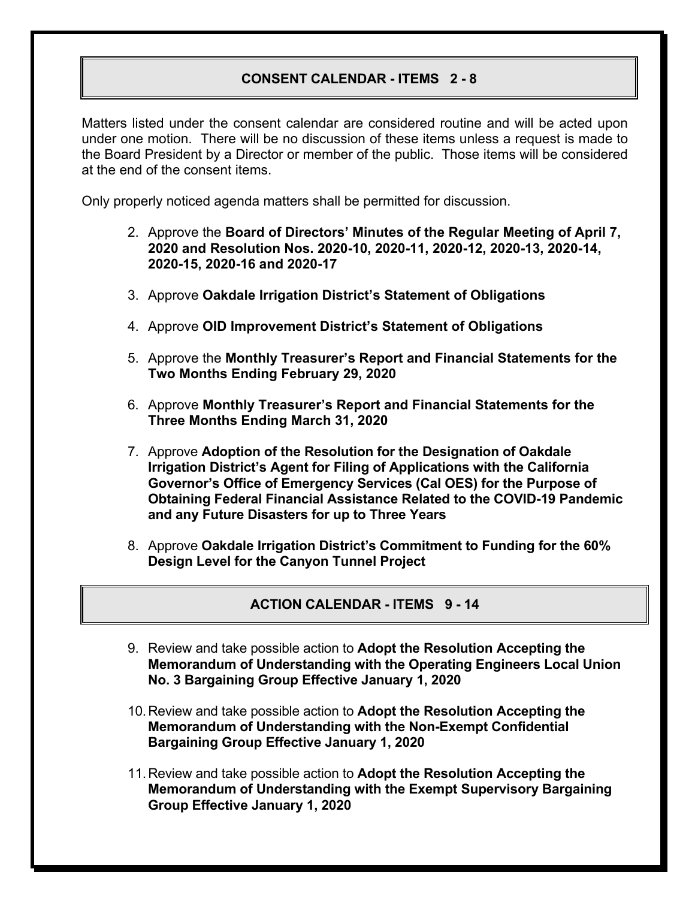## CONSENT CALENDAR - ITEMS 2 - 8

Matters listed under the consent calendar are considered routine and will be acted upon under one motion. There will be no discussion of these items unless a request is made to the Board President by a Director or member of the public. Those items will be considered at the end of the consent items.

Only properly noticed agenda matters shall be permitted for discussion.

2. Approve the **Board of Directors' Minutes of the Regular Meeting of April 7, 2020 and Resolution Nos. 2020-10, 2020-11, 2020-12, 2020-13, 2020-14, 2020-15, 2020-16 and 2020-17**

3. Approve **Oakdale Irrigation District's Statement of Obligations**

4. Approve **OID Improvement District's Statement of Obligations**

5. Approve the **Monthly Treasurer's Report and Financial Statements for the Two Months Ending February 29, 2020**

6. Approve **Monthly Treasurer's Report and Financial Statements for the Three Months Ending March 31, 2020**

7. Approve **Adoption of the Resolution for the Designation of Oakdale Irrigation District's Agent for Filing of Applications with the California Governor's Office of Emergency Services (Cal OES) for the Purpose of Obtaining Federal Financial Assistance Related to the COVID-19 Pandemic and any Future Disasters for up to Three Years**

8. Approve **Oakdale Irrigation District's Commitment to Funding for the 60% Design Level for the Canyon Tunnel Project**

## ACTION CALENDAR - ITEMS 9 - 14

9. Review and take possible action to **Adopt the Resolution Accepting the Memorandum of Understanding with the Operating Engineers Local Union No. 3 Bargaining Group Effective January 1, 2020**

10. Review and take possible action to **Adopt the Resolution Accepting the Memorandum of Understanding with the Non-Exempt Confidential Bargaining Group Effective January 1, 2020**

11. Review and take possible action to **Adopt the Resolution Accepting the Memorandum of Understanding with the Exempt Supervisory Bargaining Group Effective January 1, 2020**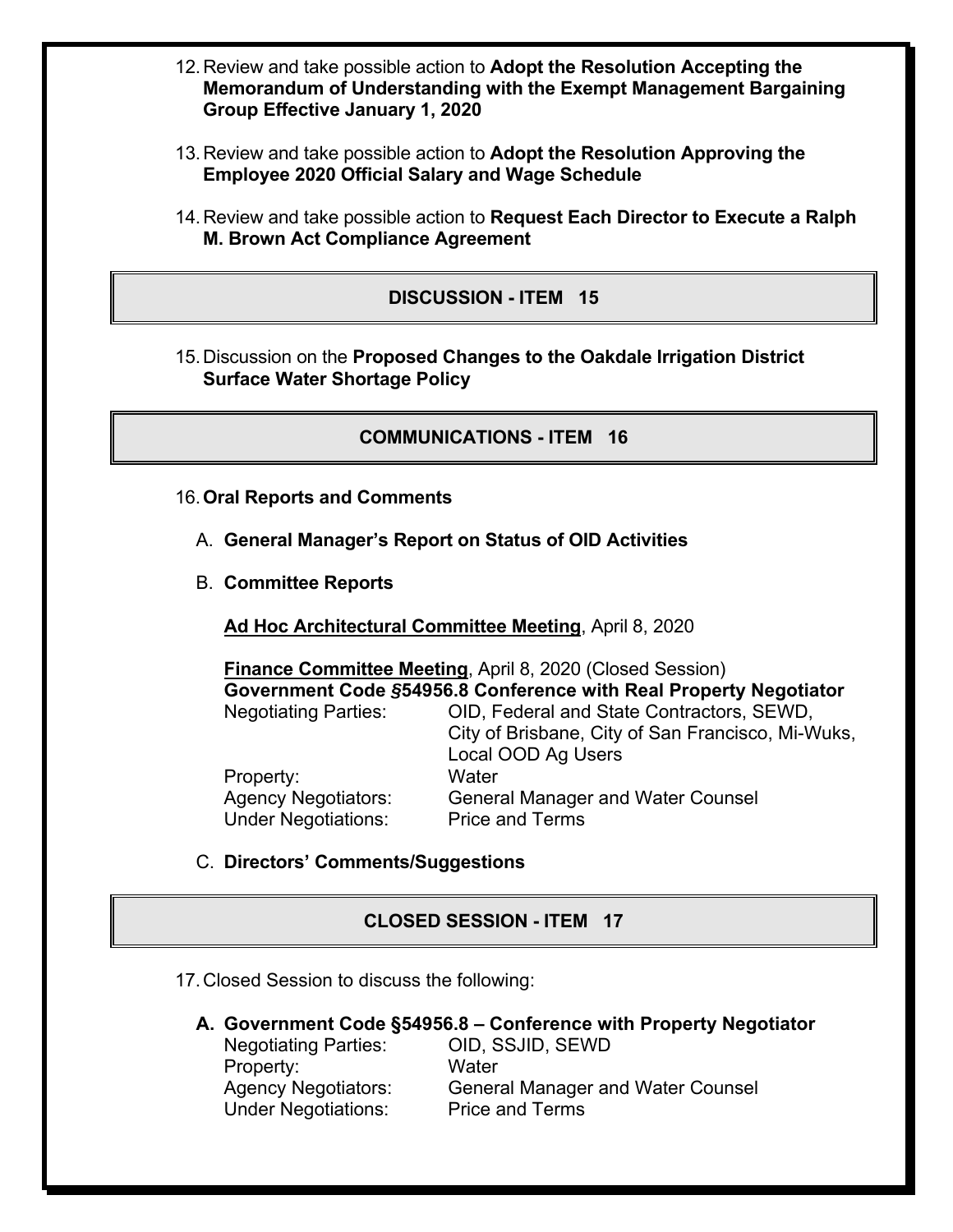12. Review and take possible action to **Adopt the Resolution Accepting the Memorandum of Understanding with the Exempt Management Bargaining Group Effective January 1, 2020**

13. Review and take possible action to **Adopt the Resolution Approving the Employee 2020 Official Salary and Wage Schedule**

14. Review and take possible action to **Request Each Director to Execute a Ralph M. Brown Act Compliance Agreement**

## DISCUSSION - ITEM 15

15. Discussion on the **Proposed Changes to the Oakdale Irrigation District Surface Water Shortage Policy**

## COMMUNICATIONS - ITEM 16

16. **Oral Reports and Comments**

   A. **General Manager's Report on Status of OID Activities**

   B. **Committee Reports**

   **Ad Hoc Architectural Committee Meeting**, April 8, 2020

   **Finance Committee Meeting**, April 8, 2020 (Closed Session)
   **Government Code §54956.8 Conference with Real Property Negotiator**
   Negotiating Parties: OID, Federal and State Contractors, SEWD, City of Brisbane, City of San Francisco, Mi-Wuks, Local OOD Ag Users
   Property: Water
   Agency Negotiators: General Manager and Water Counsel
   Under Negotiations: Price and Terms

   C. **Directors' Comments/Suggestions**

## CLOSED SESSION - ITEM 17

17. Closed Session to discuss the following:

   **A. Government Code §54956.8 – Conference with Property Negotiator**
   Negotiating Parties: OID, SSJID, SEWD
   Property: Water
   Agency Negotiators: General Manager and Water Counsel
   Under Negotiations: Price and Terms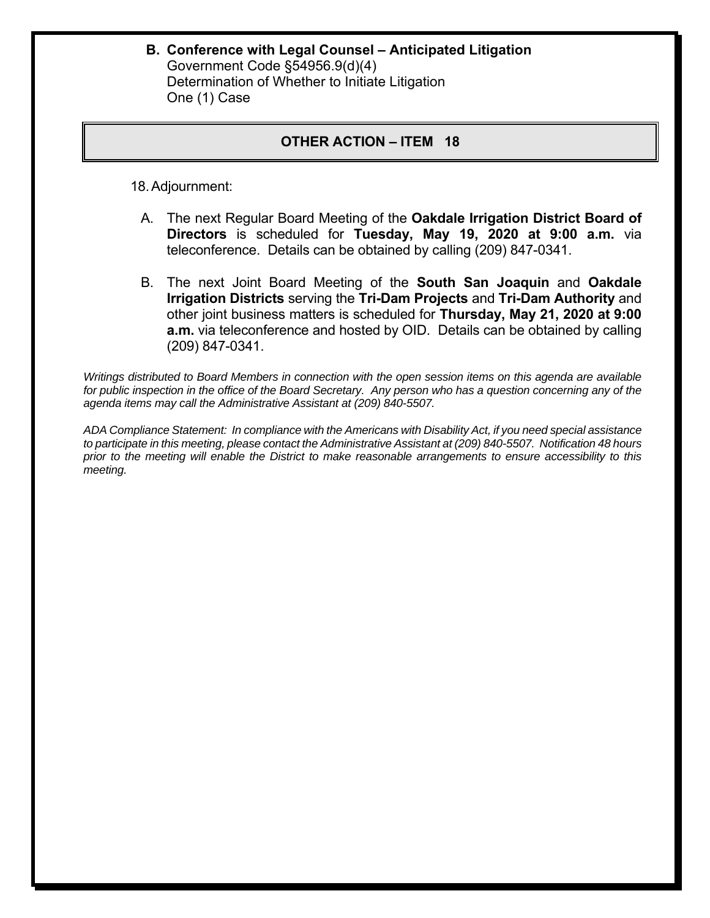**B. Conference with Legal Counsel – Anticipated Litigation**
Government Code §54956.9(d)(4)
Determination of Whether to Initiate Litigation
One (1) Case

## OTHER ACTION – ITEM 18

18. Adjournment:

A. The next Regular Board Meeting of the **Oakdale Irrigation District Board of Directors** is scheduled for **Tuesday, May 19, 2020 at 9:00 a.m.** via teleconference. Details can be obtained by calling (209) 847-0341.

B. The next Joint Board Meeting of the **South San Joaquin** and **Oakdale Irrigation Districts** serving the **Tri-Dam Projects** and **Tri-Dam Authority** and other joint business matters is scheduled for **Thursday, May 21, 2020 at 9:00 a.m.** via teleconference and hosted by OID. Details can be obtained by calling (209) 847-0341.

*Writings distributed to Board Members in connection with the open session items on this agenda are available for public inspection in the office of the Board Secretary. Any person who has a question concerning any of the agenda items may call the Administrative Assistant at (209) 840-5507.*

*ADA Compliance Statement: In compliance with the Americans with Disability Act, if you need special assistance to participate in this meeting, please contact the Administrative Assistant at (209) 840-5507. Notification 48 hours prior to the meeting will enable the District to make reasonable arrangements to ensure accessibility to this meeting.*